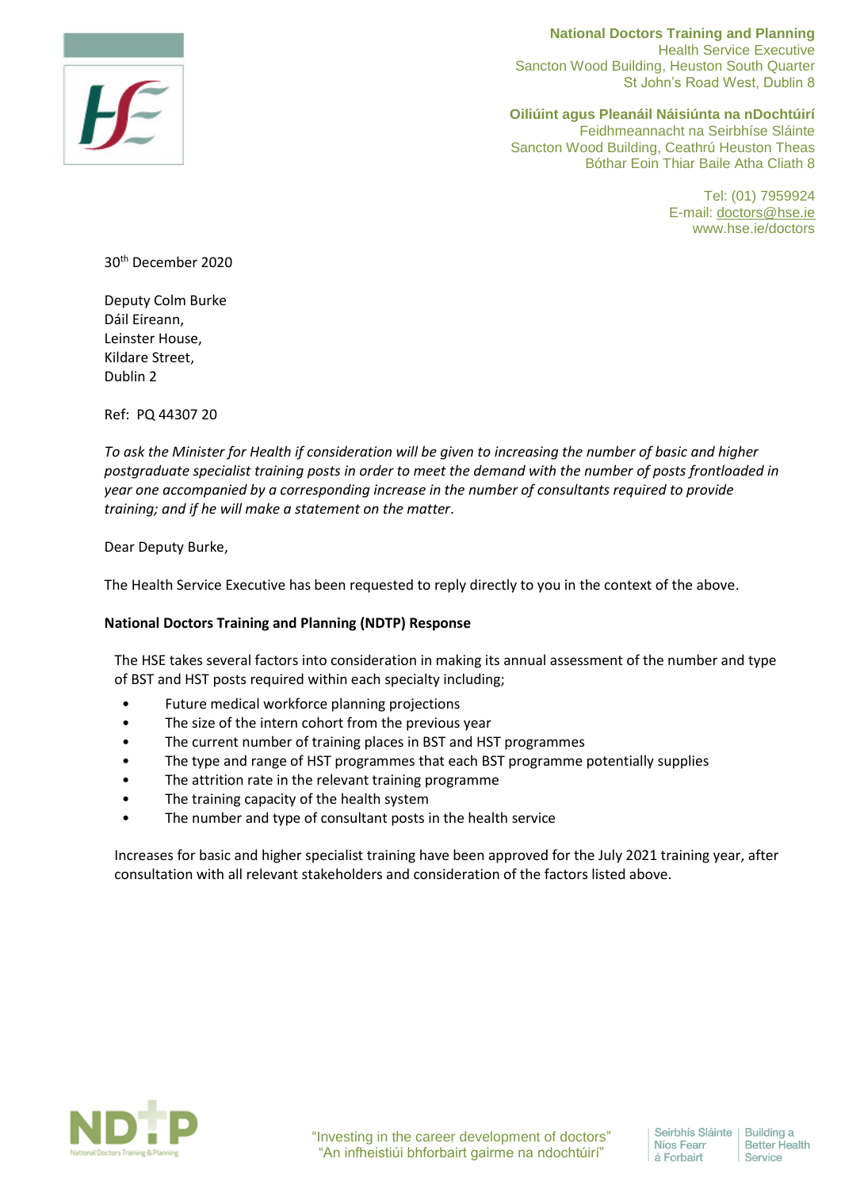**National Doctors Training and Planning**
Health Service Executive
Sancton Wood Building, Heuston South Quarter
St John's Road West, Dublin 8

**Oiliúint agus Pleanáil Náisiúnta na nDochtúirí**
Feidhmeannacht na Seirbhíse Sláinte
Sancton Wood Building, Ceathrú Heuston Theas
Bóthar Eoin Thiar Baile Atha Cliath 8

Tel: (01) 7959924
E-mail: doctors@hse.ie
www.hse.ie/doctors

30th December 2020

Deputy Colm Burke
Dáil Eireann,
Leinster House,
Kildare Street,
Dublin 2

Ref: PQ 44307 20

*To ask the Minister for Health if consideration will be given to increasing the number of basic and higher postgraduate specialist training posts in order to meet the demand with the number of posts frontloaded in year one accompanied by a corresponding increase in the number of consultants required to provide training; and if he will make a statement on the matter.*

Dear Deputy Burke,

The Health Service Executive has been requested to reply directly to you in the context of the above.

**National Doctors Training and Planning (NDTP) Response**

The HSE takes several factors into consideration in making its annual assessment of the number and type of BST and HST posts required within each specialty including;

- Future medical workforce planning projections
- The size of the intern cohort from the previous year
- The current number of training places in BST and HST programmes
- The type and range of HST programmes that each BST programme potentially supplies
- The attrition rate in the relevant training programme
- The training capacity of the health system
- The number and type of consultant posts in the health service

Increases for basic and higher specialist training have been approved for the July 2021 training year, after consultation with all relevant stakeholders and consideration of the factors listed above.

"Investing in the career development of doctors"
"An infheistiú i bhforbairt gairme na ndochtúirí"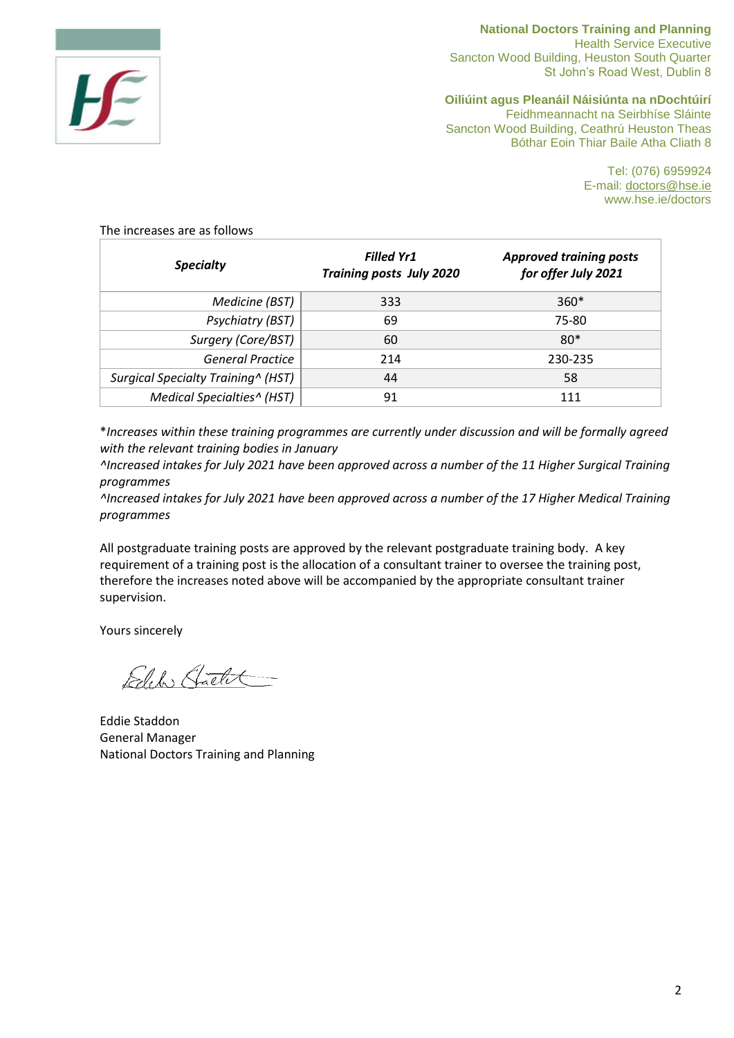**National Doctors Training and Planning**
Health Service Executive
Sancton Wood Building, Heuston South Quarter
St John's Road West, Dublin 8

**Oiliúint agus Pleanáil Náisiúnta na nDochtúirí**
Feidhmeannacht na Seirbhíse Sláinte
Sancton Wood Building, Ceathrú Heuston Theas
Bóthar Eoin Thiar Baile Atha Cliath 8

Tel: (076) 6959924
E-mail: doctors@hse.ie
www.hse.ie/doctors

The increases are as follows

| ***Specialty*** | ***Filled Yr1 Training posts July 2020*** | ***Approved training posts for offer July 2021*** |
|---|---|---|
| *Medicine (BST)* | 333 | 360* |
| *Psychiatry (BST)* | 69 | 75-80 |
| *Surgery (Core/BST)* | 60 | 80* |
| *General Practice* | 214 | 230-235 |
| *Surgical Specialty Training^ (HST)* | 44 | 58 |
| *Medical Specialties^ (HST)* | 91 | 111 |

**Increases within these training programmes are currently under discussion and will be formally agreed with the relevant training bodies in January*

*^Increased intakes for July 2021 have been approved across a number of the 11 Higher Surgical Training programmes*

*^Increased intakes for July 2021 have been approved across a number of the 17 Higher Medical Training programmes*

All postgraduate training posts are approved by the relevant postgraduate training body. A key requirement of a training post is the allocation of a consultant trainer to oversee the training post, therefore the increases noted above will be accompanied by the appropriate consultant trainer supervision.

Yours sincerely

Eddie Staddon
General Manager
National Doctors Training and Planning